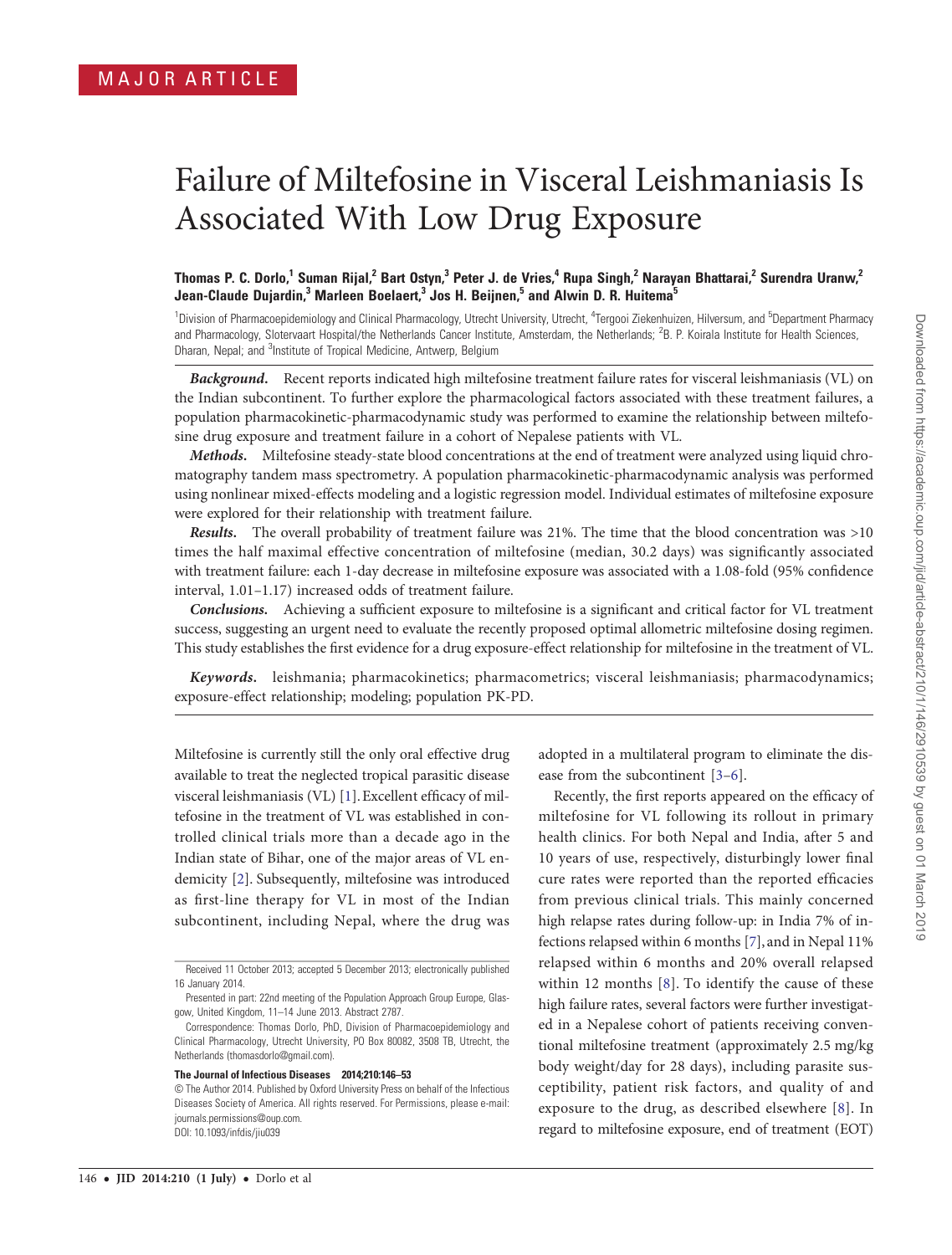MAJOR ARTICLE

# Failure of Miltefosine in Visceral Leishmaniasis Is Associated With Low Drug Exposure

**Thomas P. C. Dorlo,[1] Suman Rijal,[2] Bart Ostyn,[3] Peter J. de Vries,[4] Rupa Singh,[2] Narayan Bhattarai,[2] Surendra Uranw,[2] Jean-Claude Dujardin,[3] Marleen Boelaert,[3] Jos H. Beijnen,[5] and Alwin D. R. Huitema[5]**

[1]Division of Pharmacoepidemiology and Clinical Pharmacology, Utrecht University, Utrecht, [4]Tergooi Ziekenhuizen, Hilversum, and [5]Department Pharmacy and Pharmacology, Slotervaart Hospital/the Netherlands Cancer Institute, Amsterdam, the Netherlands; [2]B. P. Koirala Institute for Health Sciences, Dharan, Nepal; and [3]Institute of Tropical Medicine, Antwerp, Belgium

***Background.*** Recent reports indicated high miltefosine treatment failure rates for visceral leishmaniasis (VL) on the Indian subcontinent. To further explore the pharmacological factors associated with these treatment failures, a population pharmacokinetic-pharmacodynamic study was performed to examine the relationship between miltefosine drug exposure and treatment failure in a cohort of Nepalese patients with VL.

***Methods.*** Miltefosine steady-state blood concentrations at the end of treatment were analyzed using liquid chromatography tandem mass spectrometry. A population pharmacokinetic-pharmacodynamic analysis was performed using nonlinear mixed-effects modeling and a logistic regression model. Individual estimates of miltefosine exposure were explored for their relationship with treatment failure.

***Results.*** The overall probability of treatment failure was 21%. The time that the blood concentration was >10 times the half maximal effective concentration of miltefosine (median, 30.2 days) was significantly associated with treatment failure: each 1-day decrease in miltefosine exposure was associated with a 1.08-fold (95% confidence interval, 1.01–1.17) increased odds of treatment failure.

***Conclusions.*** Achieving a sufficient exposure to miltefosine is a significant and critical factor for VL treatment success, suggesting an urgent need to evaluate the recently proposed optimal allometric miltefosine dosing regimen. This study establishes the first evidence for a drug exposure-effect relationship for miltefosine in the treatment of VL.

***Keywords.*** leishmania; pharmacokinetics; pharmacometrics; visceral leishmaniasis; pharmacodynamics; exposure-effect relationship; modeling; population PK-PD.

Miltefosine is currently still the only oral effective drug available to treat the neglected tropical parasitic disease visceral leishmaniasis (VL) [1]. Excellent efficacy of miltefosine in the treatment of VL was established in controlled clinical trials more than a decade ago in the Indian state of Bihar, one of the major areas of VL endemicity [2]. Subsequently, miltefosine was introduced as first-line therapy for VL in most of the Indian subcontinent, including Nepal, where the drug was adopted in a multilateral program to eliminate the disease from the subcontinent [3–6].

Recently, the first reports appeared on the efficacy of miltefosine for VL following its rollout in primary health clinics. For both Nepal and India, after 5 and 10 years of use, respectively, disturbingly lower final cure rates were reported than the reported efficacies from previous clinical trials. This mainly concerned high relapse rates during follow-up: in India 7% of infections relapsed within 6 months [7], and in Nepal 11% relapsed within 6 months and 20% overall relapsed within 12 months [8]. To identify the cause of these high failure rates, several factors were further investigated in a Nepalese cohort of patients receiving conventional miltefosine treatment (approximately 2.5 mg/kg body weight/day for 28 days), including parasite susceptibility, patient risk factors, and quality of and exposure to the drug, as described elsewhere [8]. In regard to miltefosine exposure, end of treatment (EOT)

---

Received 11 October 2013; accepted 5 December 2013; electronically published 16 January 2014.

Presented in part: 22nd meeting of the Population Approach Group Europe, Glasgow, United Kingdom, 11–14 June 2013. Abstract 2787.

Correspondence: Thomas Dorlo, PhD, Division of Pharmacoepidemiology and Clinical Pharmacology, Utrecht University, PO Box 80082, 3508 TB, Utrecht, the Netherlands (thomasdorlo@gmail.com).

**The Journal of Infectious Diseases 2014;210:146–53**

© The Author 2014. Published by Oxford University Press on behalf of the Infectious Diseases Society of America. All rights reserved. For Permissions, please e-mail: journals.permissions@oup.com.

DOI: 10.1093/infdis/jiu039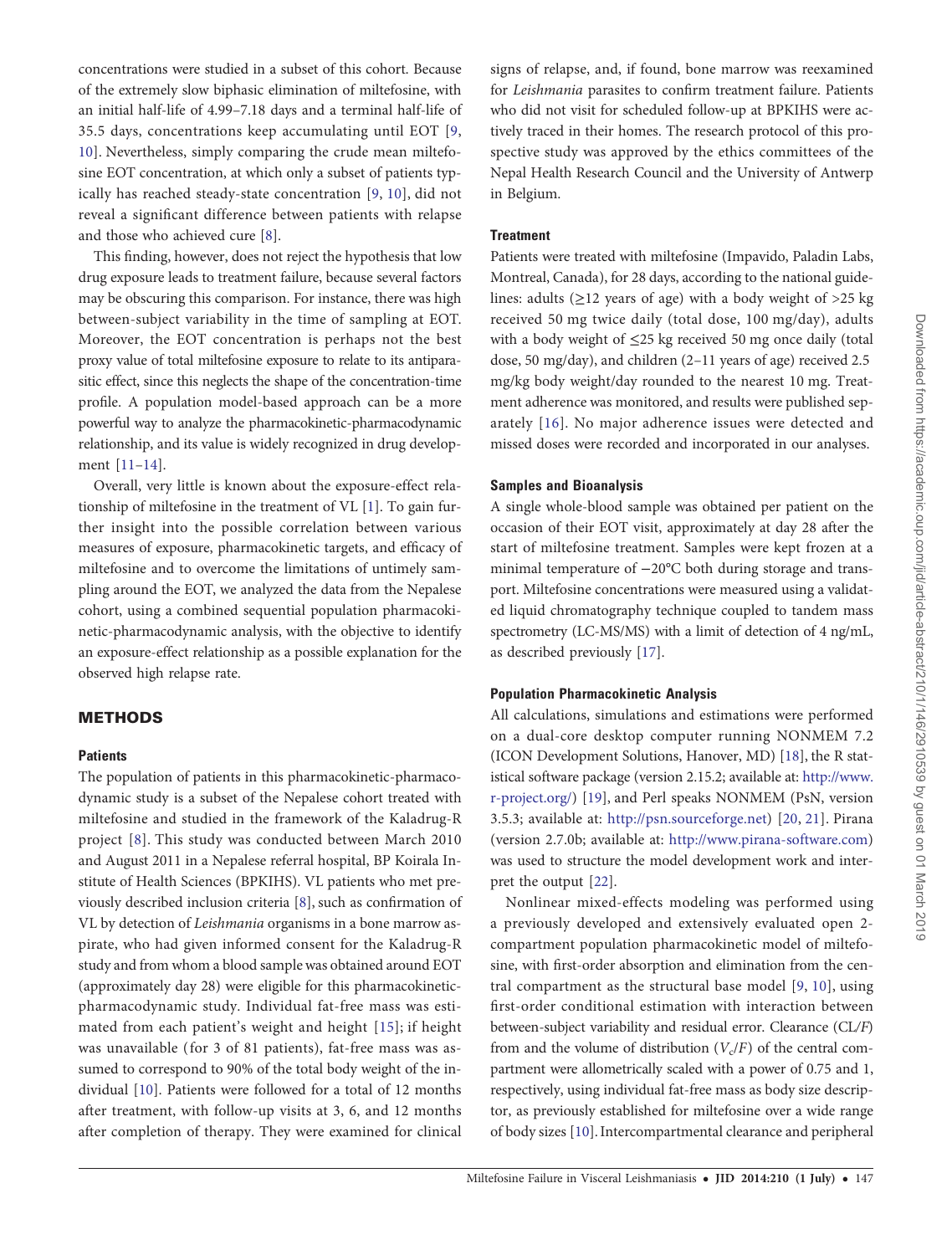concentrations were studied in a subset of this cohort. Because of the extremely slow biphasic elimination of miltefosine, with an initial half-life of 4.99–7.18 days and a terminal half-life of 35.5 days, concentrations keep accumulating until EOT [9, 10]. Nevertheless, simply comparing the crude mean miltefosine EOT concentration, at which only a subset of patients typically has reached steady-state concentration [9, 10], did not reveal a significant difference between patients with relapse and those who achieved cure [8].

This finding, however, does not reject the hypothesis that low drug exposure leads to treatment failure, because several factors may be obscuring this comparison. For instance, there was high between-subject variability in the time of sampling at EOT. Moreover, the EOT concentration is perhaps not the best proxy value of total miltefosine exposure to relate to its antiparasitic effect, since this neglects the shape of the concentration-time profile. A population model-based approach can be a more powerful way to analyze the pharmacokinetic-pharmacodynamic relationship, and its value is widely recognized in drug development [11–14].

Overall, very little is known about the exposure-effect relationship of miltefosine in the treatment of VL [1]. To gain further insight into the possible correlation between various measures of exposure, pharmacokinetic targets, and efficacy of miltefosine and to overcome the limitations of untimely sampling around the EOT, we analyzed the data from the Nepalese cohort, using a combined sequential population pharmacokinetic-pharmacodynamic analysis, with the objective to identify an exposure-effect relationship as a possible explanation for the observed high relapse rate.

## METHODS

### Patients

The population of patients in this pharmacokinetic-pharmacodynamic study is a subset of the Nepalese cohort treated with miltefosine and studied in the framework of the Kaladrug-R project [8]. This study was conducted between March 2010 and August 2011 in a Nepalese referral hospital, BP Koirala Institute of Health Sciences (BPKIHS). VL patients who met previously described inclusion criteria [8], such as confirmation of VL by detection of *Leishmania* organisms in a bone marrow aspirate, who had given informed consent for the Kaladrug-R study and from whom a blood sample was obtained around EOT (approximately day 28) were eligible for this pharmacokinetic-pharmacodynamic study. Individual fat-free mass was estimated from each patient's weight and height [15]; if height was unavailable (for 3 of 81 patients), fat-free mass was assumed to correspond to 90% of the total body weight of the individual [10]. Patients were followed for a total of 12 months after treatment, with follow-up visits at 3, 6, and 12 months after completion of therapy. They were examined for clinical signs of relapse, and, if found, bone marrow was reexamined for *Leishmania* parasites to confirm treatment failure. Patients who did not visit for scheduled follow-up at BPKIHS were actively traced in their homes. The research protocol of this prospective study was approved by the ethics committees of the Nepal Health Research Council and the University of Antwerp in Belgium.

### Treatment

Patients were treated with miltefosine (Impavido, Paladin Labs, Montreal, Canada), for 28 days, according to the national guidelines: adults (≥12 years of age) with a body weight of >25 kg received 50 mg twice daily (total dose, 100 mg/day), adults with a body weight of ≤25 kg received 50 mg once daily (total dose, 50 mg/day), and children (2–11 years of age) received 2.5 mg/kg body weight/day rounded to the nearest 10 mg. Treatment adherence was monitored, and results were published separately [16]. No major adherence issues were detected and missed doses were recorded and incorporated in our analyses.

### Samples and Bioanalysis

A single whole-blood sample was obtained per patient on the occasion of their EOT visit, approximately at day 28 after the start of miltefosine treatment. Samples were kept frozen at a minimal temperature of −20°C both during storage and transport. Miltefosine concentrations were measured using a validated liquid chromatography technique coupled to tandem mass spectrometry (LC-MS/MS) with a limit of detection of 4 ng/mL, as described previously [17].

### Population Pharmacokinetic Analysis

All calculations, simulations and estimations were performed on a dual-core desktop computer running NONMEM 7.2 (ICON Development Solutions, Hanover, MD) [18], the R statistical software package (version 2.15.2; available at: http://www.r-project.org/) [19], and Perl speaks NONMEM (PsN, version 3.5.3; available at: http://psn.sourceforge.net) [20, 21]. Pirana (version 2.7.0b; available at: http://www.pirana-software.com) was used to structure the model development work and interpret the output [22].

Nonlinear mixed-effects modeling was performed using a previously developed and extensively evaluated open 2-compartment population pharmacokinetic model of miltefosine, with first-order absorption and elimination from the central compartment as the structural base model [9, 10], using first-order conditional estimation with interaction between between-subject variability and residual error. Clearance (CL/*F*) from and the volume of distribution ($V_c/F$) of the central compartment were allometrically scaled with a power of 0.75 and 1, respectively, using individual fat-free mass as body size descriptor, as previously established for miltefosine over a wide range of body sizes [10]. Intercompartmental clearance and peripheral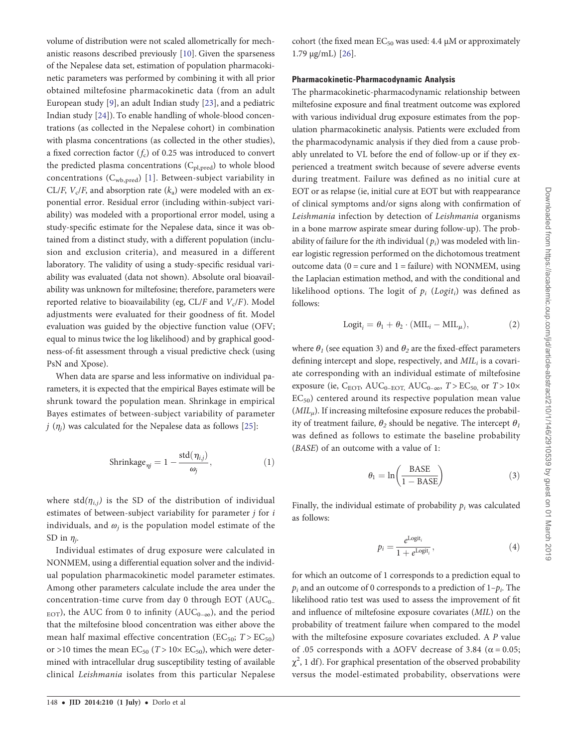volume of distribution were not scaled allometrically for mechanistic reasons described previously [10]. Given the sparseness of the Nepalese data set, estimation of population pharmacokinetic parameters was performed by combining it with all prior obtained miltefosine pharmacokinetic data (from an adult European study [9], an adult Indian study [23], and a pediatric Indian study [24]). To enable handling of whole-blood concentrations (as collected in the Nepalese cohort) in combination with plasma concentrations (as collected in the other studies), a fixed correction factor ($f_c$) of 0.25 was introduced to convert the predicted plasma concentrations ($C_{pl,pred}$) to whole blood concentrations ($C_{wb,pred}$) [1]. Between-subject variability in CL/*F*, $V_c/F$, and absorption rate ($k_a$) were modeled with an exponential error. Residual error (including within-subject variability) was modeled with a proportional error model, using a study-specific estimate for the Nepalese data, since it was obtained from a distinct study, with a different population (inclusion and exclusion criteria), and measured in a different laboratory. The validity of using a study-specific residual variability was evaluated (data not shown). Absolute oral bioavailability was unknown for miltefosine; therefore, parameters were reported relative to bioavailability (eg, CL/*F* and $V_c/F$). Model adjustments were evaluated for their goodness of fit. Model evaluation was guided by the objective function value (OFV; equal to minus twice the log likelihood) and by graphical goodness-of-fit assessment through a visual predictive check (using PsN and Xpose).

When data are sparse and less informative on individual parameters, it is expected that the empirical Bayes estimate will be shrunk toward the population mean. Shrinkage in empirical Bayes estimates of between-subject variability of parameter $j$ ($\eta_j$) was calculated for the Nepalese data as follows [25]:

$$\text{Shrinkage}_{\eta j} = 1 - \frac{\text{std}(\eta_{i,j})}{\omega_j}, \tag{1}$$

where $\text{std}(\eta_{i,j})$ is the SD of the distribution of individual estimates of between-subject variability for parameter $j$ for $i$ individuals, and $\omega_j$ is the population model estimate of the SD in $\eta_j$.

Individual estimates of drug exposure were calculated in NONMEM, using a differential equation solver and the individual population pharmacokinetic model parameter estimates. Among other parameters calculate include the area under the concentration-time curve from day 0 through EOT ($AUC_{0-EOT}$), the AUC from 0 to infinity ($AUC_{0-\infty}$), and the period that the miltefosine blood concentration was either above the mean half maximal effective concentration ($EC_{50}$; $T > EC_{50}$) or >10 times the mean $EC_{50}$ ($T > 10\times\ EC_{50}$), which were determined with intracellular drug susceptibility testing of available clinical *Leishmania* isolates from this particular Nepalese cohort (the fixed mean $EC_{50}$ was used: 4.4 µM or approximately 1.79 µg/mL) [26].

### Pharmacokinetic-Pharmacodynamic Analysis

The pharmacokinetic-pharmacodynamic relationship between miltefosine exposure and final treatment outcome was explored with various individual drug exposure estimates from the population pharmacokinetic analysis. Patients were excluded from the pharmacodynamic analysis if they died from a cause probably unrelated to VL before the end of follow-up or if they experienced a treatment switch because of severe adverse events during treatment. Failure was defined as no initial cure at EOT or as relapse (ie, initial cure at EOT but with reappearance of clinical symptoms and/or signs along with confirmation of *Leishmania* infection by detection of *Leishmania* organisms in a bone marrow aspirate smear during follow-up). The probability of failure for the *i*th individual ($p_i$) was modeled with linear logistic regression performed on the dichotomous treatment outcome data (0 = cure and 1 = failure) with NONMEM, using the Laplacian estimation method, and with the conditional and likelihood options. The logit of $p_i$ ($Logit_i$) was defined as follows:

$$\text{Logit}_i = \theta_1 + \theta_2 \cdot (\text{MIL}_i - \text{MIL}_\mu), \tag{2}$$

where $\theta_1$ (see equation 3) and $\theta_2$ are the fixed-effect parameters defining intercept and slope, respectively, and $MIL_i$ is a covariate corresponding with an individual estimate of miltefosine exposure (ie, $C_{EOT}$, $AUC_{0-EOT}$, $AUC_{0-\infty}$, $T > EC_{50}$, or $T > 10\times\ EC_{50}$) centered around its respective population mean value ($MIL_\mu$). If increasing miltefosine exposure reduces the probability of treatment failure, $\theta_2$ should be negative. The intercept $\theta_1$ was defined as follows to estimate the baseline probability (*BASE*) of an outcome with a value of 1:

$$\theta_1 = \ln\left(\frac{\text{BASE}}{1 - \text{BASE}}\right) \tag{3}$$

Finally, the individual estimate of probability $p_i$ was calculated as follows:

$$p_i = \frac{e^{\text{Logit}_i}}{1 + e^{\text{Logit}_i}}, \tag{4}$$

for which an outcome of 1 corresponds to a prediction equal to $p_i$ and an outcome of 0 corresponds to a prediction of $1-p_i$. The likelihood ratio test was used to assess the improvement of fit and influence of miltefosine exposure covariates (*MIL*) on the probability of treatment failure when compared to the model with the miltefosine exposure covariates excluded. A *P* value of .05 corresponds with a ΔOFV decrease of 3.84 ($\alpha = 0.05$; $\chi^2$, 1 df). For graphical presentation of the observed probability versus the model-estimated probability, observations were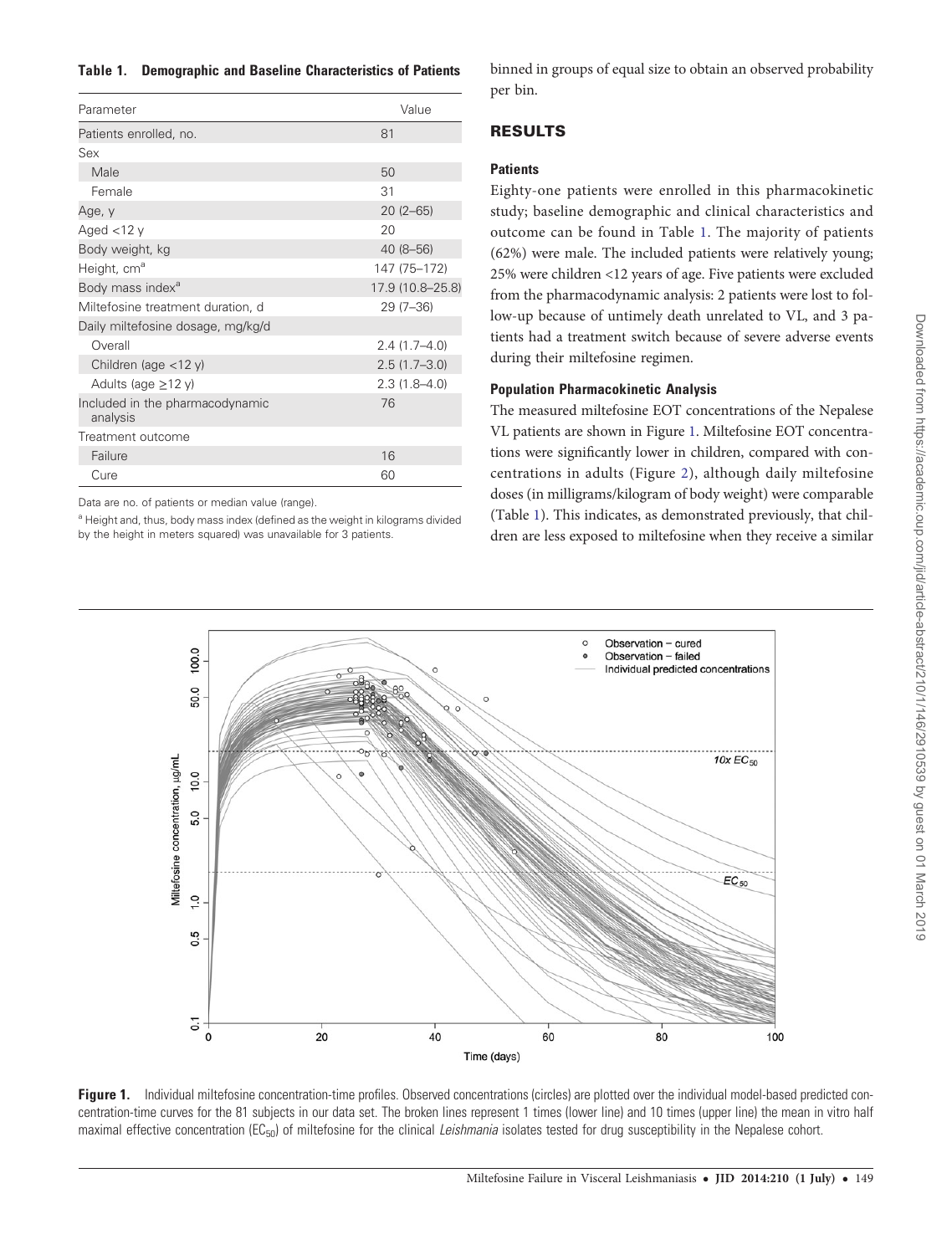**Table 1. Demographic and Baseline Characteristics of Patients**

| Parameter | Value |
| --- | --- |
| Patients enrolled, no. | 81 |
| Sex | |
| Male | 50 |
| Female | 31 |
| Age, y | 20 (2–65) |
| Aged <12 y | 20 |
| Body weight, kg | 40 (8–56) |
| Height, cm[a] | 147 (75–172) |
| Body mass index[a] | 17.9 (10.8–25.8) |
| Miltefosine treatment duration, d | 29 (7–36) |
| Daily miltefosine dosage, mg/kg/d | |
| Overall | 2.4 (1.7–4.0) |
| Children (age <12 y) | 2.5 (1.7–3.0) |
| Adults (age ≥12 y) | 2.3 (1.8–4.0) |
| Included in the pharmacodynamic analysis | 76 |
| Treatment outcome | |
| Failure | 16 |
| Cure | 60 |

Data are no. of patients or median value (range).

[a] Height and, thus, body mass index (defined as the weight in kilograms divided by the height in meters squared) was unavailable for 3 patients.

binned in groups of equal size to obtain an observed probability per bin.

## RESULTS

### Patients

Eighty-one patients were enrolled in this pharmacokinetic study; baseline demographic and clinical characteristics and outcome can be found in Table 1. The majority of patients (62%) were male. The included patients were relatively young; 25% were children <12 years of age. Five patients were excluded from the pharmacodynamic analysis: 2 patients were lost to follow-up because of untimely death unrelated to VL, and 3 patients had a treatment switch because of severe adverse events during their miltefosine regimen.

### Population Pharmacokinetic Analysis

The measured miltefosine EOT concentrations of the Nepalese VL patients are shown in Figure 1. Miltefosine EOT concentrations were significantly lower in children, compared with concentrations in adults (Figure 2), although daily miltefosine doses (in milligrams/kilogram of body weight) were comparable (Table 1). This indicates, as demonstrated previously, that children are less exposed to miltefosine when they receive a similar

**Figure 1.** Individual miltefosine concentration-time profiles. Observed concentrations (circles) are plotted over the individual model-based predicted concentration-time curves for the 81 subjects in our data set. The broken lines represent 1 times (lower line) and 10 times (upper line) the mean in vitro half maximal effective concentration ($EC_{50}$) of miltefosine for the clinical *Leishmania* isolates tested for drug susceptibility in the Nepalese cohort.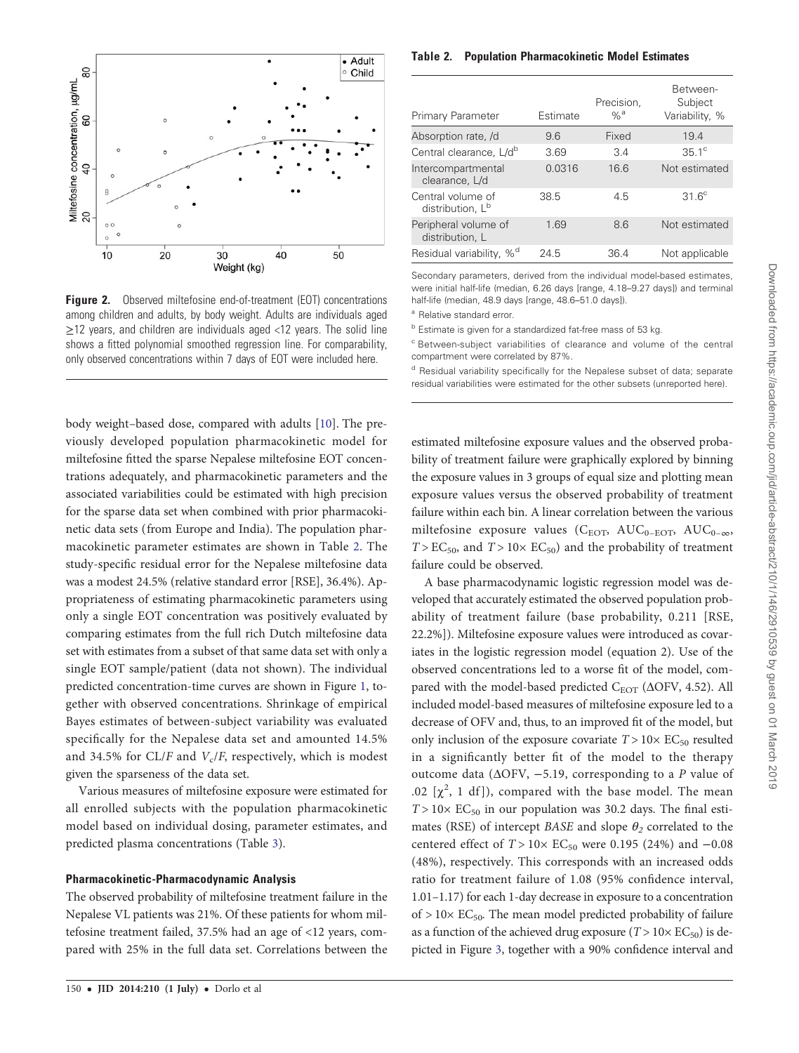**Figure 2.** Observed miltefosine end-of-treatment (EOT) concentrations among children and adults, by body weight. Adults are individuals aged ≥12 years, and children are individuals aged <12 years. The solid line shows a fitted polynomial smoothed regression line. For comparability, only observed concentrations within 7 days of EOT were included here.

**Table 2. Population Pharmacokinetic Model Estimates**

| Primary Parameter | Estimate | Precision, %[a] | Between-Subject Variability, % |
|---|---|---|---|
| Absorption rate, /d | 9.6 | Fixed | 19.4 |
| Central clearance, L/d[b] | 3.69 | 3.4 | 35.1[c] |
| Intercompartmental clearance, L/d | 0.0316 | 16.6 | Not estimated |
| Central volume of distribution, L[b] | 38.5 | 4.5 | 31.6[c] |
| Peripheral volume of distribution, L | 1.69 | 8.6 | Not estimated |
| Residual variability, %[d] | 24.5 | 36.4 | Not applicable |

Secondary parameters, derived from the individual model-based estimates, were initial half-life (median, 6.26 days [range, 4.18–9.27 days]) and terminal half-life (median, 48.9 days [range, 48.6–51.0 days]).

[a] Relative standard error.

[b] Estimate is given for a standardized fat-free mass of 53 kg.

[c] Between-subject variabilities of clearance and volume of the central compartment were correlated by 87%.

[d] Residual variability specifically for the Nepalese subset of data; separate residual variabilities were estimated for the other subsets (unreported here).

body weight–based dose, compared with adults [10]. The previously developed population pharmacokinetic model for miltefosine fitted the sparse Nepalese miltefosine EOT concentrations adequately, and pharmacokinetic parameters and the associated variabilities could be estimated with high precision for the sparse data set when combined with prior pharmacokinetic data sets (from Europe and India). The population pharmacokinetic parameter estimates are shown in Table 2. The study-specific residual error for the Nepalese miltefosine data was a modest 24.5% (relative standard error [RSE], 36.4%). Appropriateness of estimating pharmacokinetic parameters using only a single EOT concentration was positively evaluated by comparing estimates from the full rich Dutch miltefosine data set with estimates from a subset of that same data set with only a single EOT sample/patient (data not shown). The individual predicted concentration-time curves are shown in Figure 1, together with observed concentrations. Shrinkage of empirical Bayes estimates of between-subject variability was evaluated specifically for the Nepalese data set and amounted 14.5% and 34.5% for CL/*F* and $V_c/F$, respectively, which is modest given the sparseness of the data set.

Various measures of miltefosine exposure were estimated for all enrolled subjects with the population pharmacokinetic model based on individual dosing, parameter estimates, and predicted plasma concentrations (Table 3).

### Pharmacokinetic-Pharmacodynamic Analysis

The observed probability of miltefosine treatment failure in the Nepalese VL patients was 21%. Of these patients for whom miltefosine treatment failed, 37.5% had an age of <12 years, compared with 25% in the full data set. Correlations between the estimated miltefosine exposure values and the observed probability of treatment failure were graphically explored by binning the exposure values in 3 groups of equal size and plotting mean exposure values versus the observed probability of treatment failure within each bin. A linear correlation between the various miltefosine exposure values ($C_{EOT}$, $AUC_{0-EOT}$, $AUC_{0-\infty}$, $T > EC_{50}$, and $T > 10\times\ EC_{50}$) and the probability of treatment failure could be observed.

A base pharmacodynamic logistic regression model was developed that accurately estimated the observed population probability of treatment failure (base probability, 0.211 [RSE, 22.2%]). Miltefosine exposure values were introduced as covariates in the logistic regression model (equation 2). Use of the observed concentrations led to a worse fit of the model, compared with the model-based predicted $C_{EOT}$ (ΔOFV, 4.52). All included model-based measures of miltefosine exposure led to a decrease of OFV and, thus, to an improved fit of the model, but only inclusion of the exposure covariate $T > 10\times\ EC_{50}$ resulted in a significantly better fit of the model to the therapy outcome data (ΔOFV, −5.19, corresponding to a *P* value of .02 [$\chi^2$, 1 df]), compared with the base model. The mean $T > 10\times\ EC_{50}$ in our population was 30.2 days. The final estimates (RSE) of intercept *BASE* and slope $\theta_2$ correlated to the centered effect of $T > 10\times\ EC_{50}$ were 0.195 (24%) and −0.08 (48%), respectively. This corresponds with an increased odds ratio for treatment failure of 1.08 (95% confidence interval, 1.01–1.17) for each 1-day decrease in exposure to a concentration of $> 10\times\ EC_{50}$. The mean model predicted probability of failure as a function of the achieved drug exposure ($T > 10\times\ EC_{50}$) is depicted in Figure 3, together with a 90% confidence interval and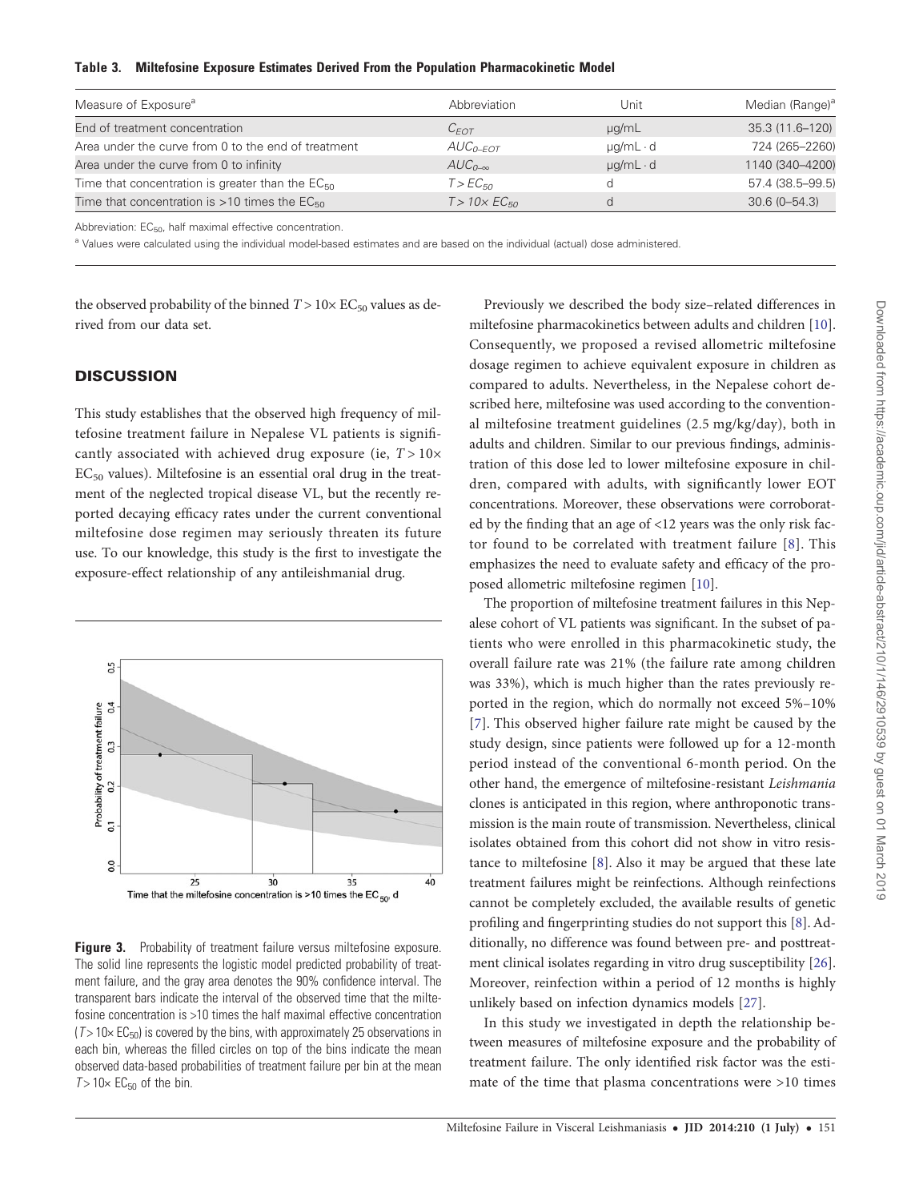**Table 3. Miltefosine Exposure Estimates Derived From the Population Pharmacokinetic Model**

| Measure of Exposure[a] | Abbreviation | Unit | Median (Range)[a] |
|---|---|---|---|
| End of treatment concentration | $C_{EOT}$ | µg/mL | 35.3 (11.6–120) |
| Area under the curve from 0 to the end of treatment | $AUC_{0\text{–}EOT}$ | µg/mL · d | 724 (265–2260) |
| Area under the curve from 0 to infinity | $AUC_{0\text{–}\infty}$ | µg/mL · d | 1140 (340–4200) |
| Time that concentration is greater than the $EC_{50}$ | $T > EC_{50}$ | d | 57.4 (38.5–99.5) |
| Time that concentration is >10 times the $EC_{50}$ | $T > 10\times EC_{50}$ | d | 30.6 (0–54.3) |

Abbreviation: $EC_{50}$, half maximal effective concentration.

[a] Values were calculated using the individual model-based estimates and are based on the individual (actual) dose administered.

the observed probability of the binned $T > 10\times EC_{50}$ values as derived from our data set.

## DISCUSSION

This study establishes that the observed high frequency of miltefosine treatment failure in Nepalese VL patients is significantly associated with achieved drug exposure (ie, $T > 10\times EC_{50}$ values). Miltefosine is an essential oral drug in the treatment of the neglected tropical disease VL, but the recently reported decaying efficacy rates under the current conventional miltefosine dose regimen may seriously threaten its future use. To our knowledge, this study is the first to investigate the exposure-effect relationship of any antileishmanial drug.

**Figure 3.** Probability of treatment failure versus miltefosine exposure. The solid line represents the logistic model predicted probability of treatment failure, and the gray area denotes the 90% confidence interval. The transparent bars indicate the interval of the observed time that the miltefosine concentration is >10 times the half maximal effective concentration ($T > 10\times EC_{50}$) is covered by the bins, with approximately 25 observations in each bin, whereas the filled circles on top of the bins indicate the mean observed data-based probabilities of treatment failure per bin at the mean $T > 10\times EC_{50}$ of the bin.

Previously we described the body size–related differences in miltefosine pharmacokinetics between adults and children [10]. Consequently, we proposed a revised allometric miltefosine dosage regimen to achieve equivalent exposure in children as compared to adults. Nevertheless, in the Nepalese cohort described here, miltefosine was used according to the conventional miltefosine treatment guidelines (2.5 mg/kg/day), both in adults and children. Similar to our previous findings, administration of this dose led to lower miltefosine exposure in children, compared with adults, with significantly lower EOT concentrations. Moreover, these observations were corroborated by the finding that an age of <12 years was the only risk factor found to be correlated with treatment failure [8]. This emphasizes the need to evaluate safety and efficacy of the proposed allometric miltefosine regimen [10].

The proportion of miltefosine treatment failures in this Nepalese cohort of VL patients was significant. In the subset of patients who were enrolled in this pharmacokinetic study, the overall failure rate was 21% (the failure rate among children was 33%), which is much higher than the rates previously reported in the region, which do normally not exceed 5%–10% [7]. This observed higher failure rate might be caused by the study design, since patients were followed up for a 12-month period instead of the conventional 6-month period. On the other hand, the emergence of miltefosine-resistant *Leishmania* clones is anticipated in this region, where anthroponotic transmission is the main route of transmission. Nevertheless, clinical isolates obtained from this cohort did not show in vitro resistance to miltefosine [8]. Also it may be argued that these late treatment failures might be reinfections. Although reinfections cannot be completely excluded, the available results of genetic profiling and fingerprinting studies do not support this [8]. Additionally, no difference was found between pre- and posttreatment clinical isolates regarding in vitro drug susceptibility [26]. Moreover, reinfection within a period of 12 months is highly unlikely based on infection dynamics models [27].

In this study we investigated in depth the relationship between measures of miltefosine exposure and the probability of treatment failure. The only identified risk factor was the estimate of the time that plasma concentrations were >10 times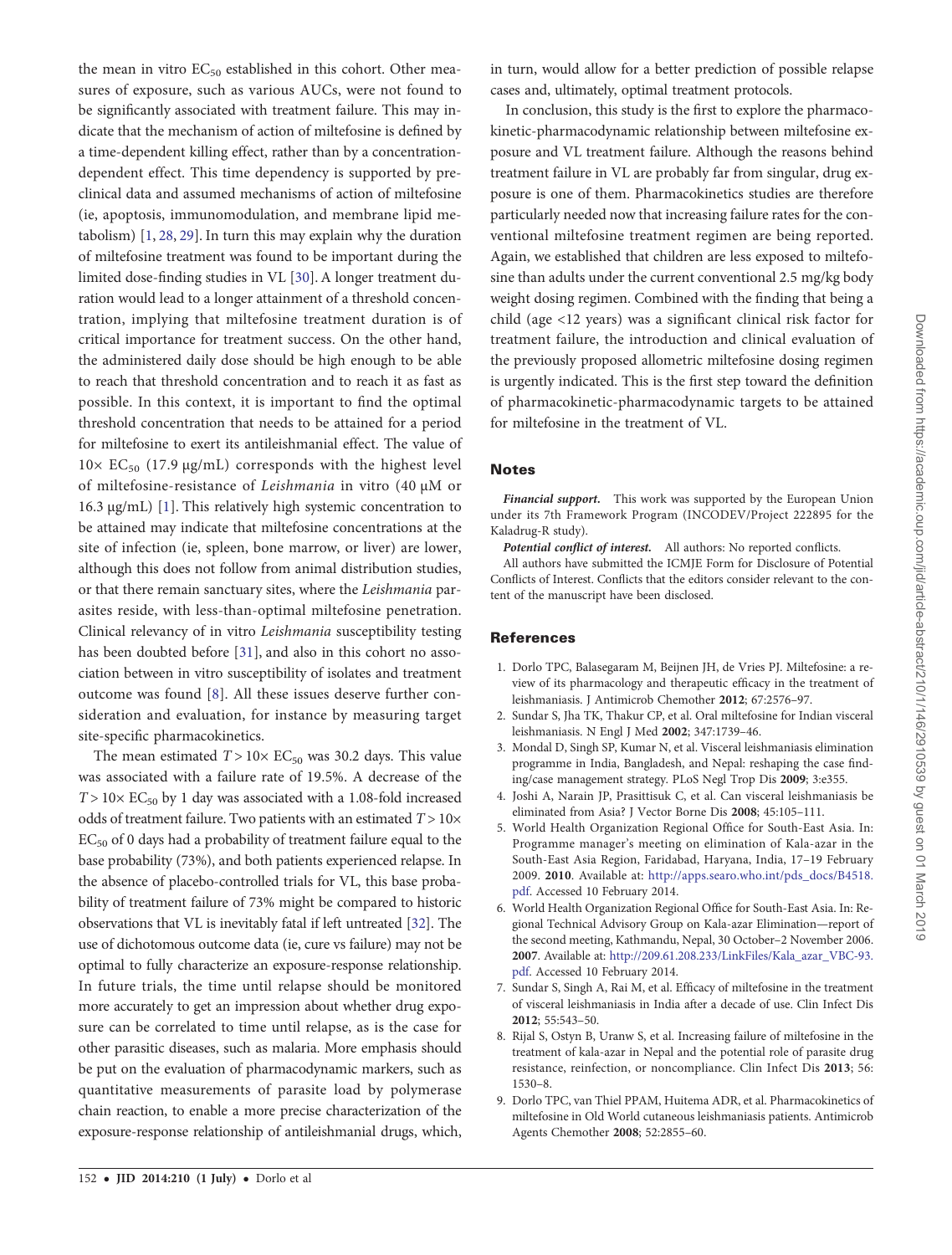the mean in vitro $EC_{50}$ established in this cohort. Other measures of exposure, such as various AUCs, were not found to be significantly associated with treatment failure. This may indicate that the mechanism of action of miltefosine is defined by a time-dependent killing effect, rather than by a concentration-dependent effect. This time dependency is supported by preclinical data and assumed mechanisms of action of miltefosine (ie, apoptosis, immunomodulation, and membrane lipid metabolism) [1, 28, 29]. In turn this may explain why the duration of miltefosine treatment was found to be important during the limited dose-finding studies in VL [30]. A longer treatment duration would lead to a longer attainment of a threshold concentration, implying that miltefosine treatment duration is of critical importance for treatment success. On the other hand, the administered daily dose should be high enough to be able to reach that threshold concentration and to reach it as fast as possible. In this context, it is important to find the optimal threshold concentration that needs to be attained for a period for miltefosine to exert its antileishmanial effect. The value of $10\times$ $EC_{50}$ (17.9 µg/mL) corresponds with the highest level of miltefosine-resistance of *Leishmania* in vitro (40 µM or 16.3 µg/mL) [1]. This relatively high systemic concentration to be attained may indicate that miltefosine concentrations at the site of infection (ie, spleen, bone marrow, or liver) are lower, although this does not follow from animal distribution studies, or that there remain sanctuary sites, where the *Leishmania* parasites reside, with less-than-optimal miltefosine penetration. Clinical relevancy of in vitro *Leishmania* susceptibility testing has been doubted before [31], and also in this cohort no association between in vitro susceptibility of isolates and treatment outcome was found [8]. All these issues deserve further consideration and evaluation, for instance by measuring target site-specific pharmacokinetics.

The mean estimated $T > 10\times EC_{50}$ was 30.2 days. This value was associated with a failure rate of 19.5%. A decrease of the $T > 10\times EC_{50}$ by 1 day was associated with a 1.08-fold increased odds of treatment failure. Two patients with an estimated $T > 10\times EC_{50}$ of 0 days had a probability of treatment failure equal to the base probability (73%), and both patients experienced relapse. In the absence of placebo-controlled trials for VL, this base probability of treatment failure of 73% might be compared to historic observations that VL is inevitably fatal if left untreated [32]. The use of dichotomous outcome data (ie, cure vs failure) may not be optimal to fully characterize an exposure-response relationship. In future trials, the time until relapse should be monitored more accurately to get an impression about whether drug exposure can be correlated to time until relapse, as is the case for other parasitic diseases, such as malaria. More emphasis should be put on the evaluation of pharmacodynamic markers, such as quantitative measurements of parasite load by polymerase chain reaction, to enable a more precise characterization of the exposure-response relationship of antileishmanial drugs, which, in turn, would allow for a better prediction of possible relapse cases and, ultimately, optimal treatment protocols.

In conclusion, this study is the first to explore the pharmacokinetic-pharmacodynamic relationship between miltefosine exposure and VL treatment failure. Although the reasons behind treatment failure in VL are probably far from singular, drug exposure is one of them. Pharmacokinetics studies are therefore particularly needed now that increasing failure rates for the conventional miltefosine treatment regimen are being reported. Again, we established that children are less exposed to miltefosine than adults under the current conventional 2.5 mg/kg body weight dosing regimen. Combined with the finding that being a child (age <12 years) was a significant clinical risk factor for treatment failure, the introduction and clinical evaluation of the previously proposed allometric miltefosine dosing regimen is urgently indicated. This is the first step toward the definition of pharmacokinetic-pharmacodynamic targets to be attained for miltefosine in the treatment of VL.

## Notes

***Financial support.*** This work was supported by the European Union under its 7th Framework Program (INCODEV/Project 222895 for the Kaladrug-R study).

***Potential conflict of interest.*** All authors: No reported conflicts.

All authors have submitted the ICMJE Form for Disclosure of Potential Conflicts of Interest. Conflicts that the editors consider relevant to the content of the manuscript have been disclosed.

## References

1. Dorlo TPC, Balasegaram M, Beijnen JH, de Vries PJ. Miltefosine: a review of its pharmacology and therapeutic efficacy in the treatment of leishmaniasis. J Antimicrob Chemother **2012**; 67:2576–97.
2. Sundar S, Jha TK, Thakur CP, et al. Oral miltefosine for Indian visceral leishmaniasis. N Engl J Med **2002**; 347:1739–46.
3. Mondal D, Singh SP, Kumar N, et al. Visceral leishmaniasis elimination programme in India, Bangladesh, and Nepal: reshaping the case finding/case management strategy. PLoS Negl Trop Dis **2009**; 3:e355.
4. Joshi A, Narain JP, Prasittisuk C, et al. Can visceral leishmaniasis be eliminated from Asia? J Vector Borne Dis **2008**; 45:105–111.
5. World Health Organization Regional Office for South-East Asia. In: Programme manager's meeting on elimination of Kala-azar in the South-East Asia Region, Faridabad, Haryana, India, 17–19 February 2009. **2010**. Available at: http://apps.searo.who.int/pds_docs/B4518.pdf. Accessed 10 February 2014.
6. World Health Organization Regional Office for South-East Asia. In: Regional Technical Advisory Group on Kala-azar Elimination—report of the second meeting, Kathmandu, Nepal, 30 October–2 November 2006. **2007**. Available at: http://209.61.208.233/LinkFiles/Kala_azar_VBC-93.pdf. Accessed 10 February 2014.
7. Sundar S, Singh A, Rai M, et al. Efficacy of miltefosine in the treatment of visceral leishmaniasis in India after a decade of use. Clin Infect Dis **2012**; 55:543–50.
8. Rijal S, Ostyn B, Uranw S, et al. Increasing failure of miltefosine in the treatment of kala-azar in Nepal and the potential role of parasite drug resistance, reinfection, or noncompliance. Clin Infect Dis **2013**; 56:1530–8.
9. Dorlo TPC, van Thiel PPAM, Huitema ADR, et al. Pharmacokinetics of miltefosine in Old World cutaneous leishmaniasis patients. Antimicrob Agents Chemother **2008**; 52:2855–60.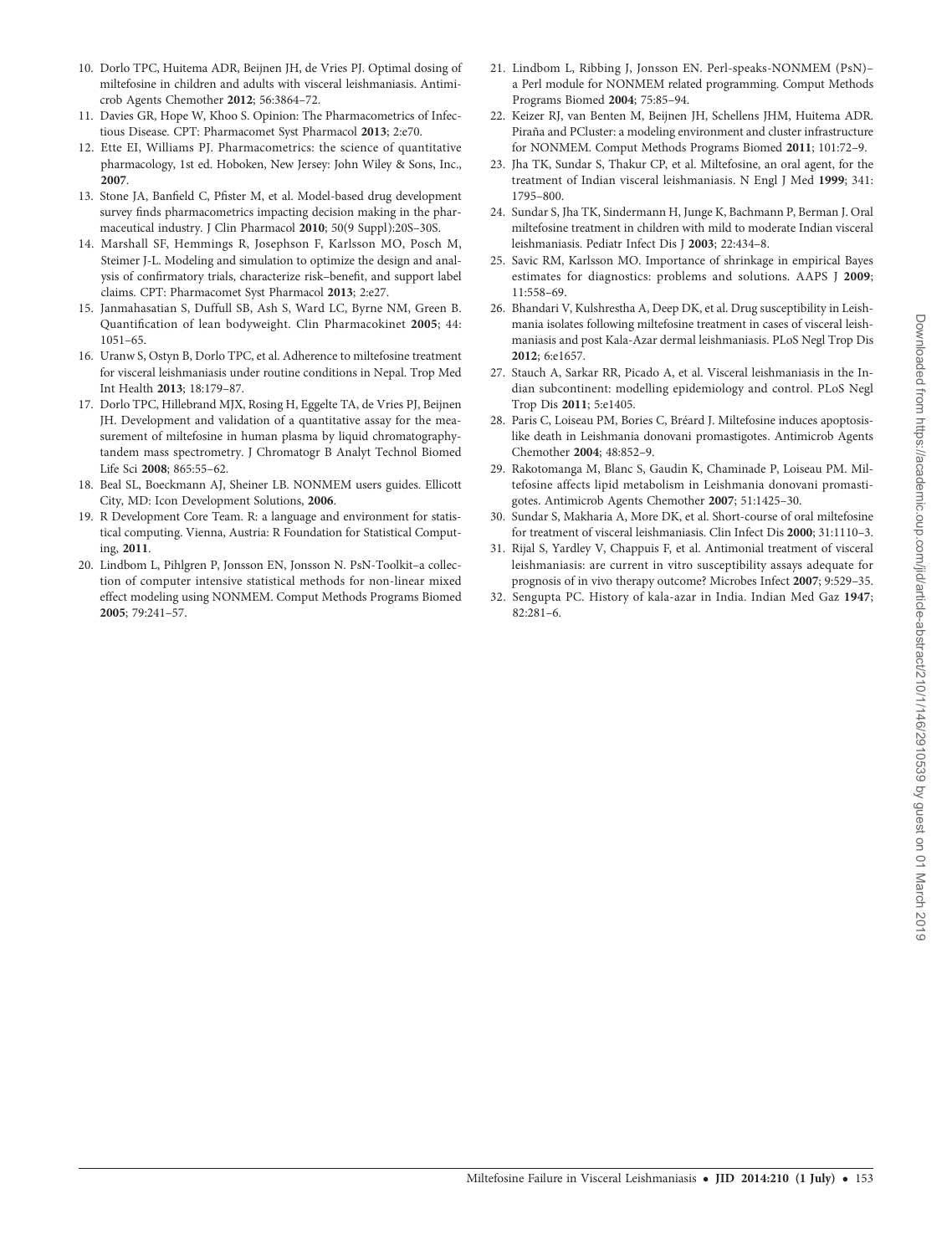10. Dorlo TPC, Huitema ADR, Beijnen JH, de Vries PJ. Optimal dosing of miltefosine in children and adults with visceral leishmaniasis. Antimicrob Agents Chemother **2012**; 56:3864–72.
11. Davies GR, Hope W, Khoo S. Opinion: The Pharmacometrics of Infectious Disease. CPT: Pharmacomet Syst Pharmacol **2013**; 2:e70.
12. Ette EI, Williams PJ. Pharmacometrics: the science of quantitative pharmacology, 1st ed. Hoboken, New Jersey: John Wiley & Sons, Inc., **2007**.
13. Stone JA, Banfield C, Pfister M, et al. Model-based drug development survey finds pharmacometrics impacting decision making in the pharmaceutical industry. J Clin Pharmacol **2010**; 50(9 Suppl):20S–30S.
14. Marshall SF, Hemmings R, Josephson F, Karlsson MO, Posch M, Steimer J-L. Modeling and simulation to optimize the design and analysis of confirmatory trials, characterize risk–benefit, and support label claims. CPT: Pharmacomet Syst Pharmacol **2013**; 2:e27.
15. Janmahasatian S, Duffull SB, Ash S, Ward LC, Byrne NM, Green B. Quantification of lean bodyweight. Clin Pharmacokinet **2005**; 44: 1051–65.
16. Uranw S, Ostyn B, Dorlo TPC, et al. Adherence to miltefosine treatment for visceral leishmaniasis under routine conditions in Nepal. Trop Med Int Health **2013**; 18:179–87.
17. Dorlo TPC, Hillebrand MJX, Rosing H, Eggelte TA, de Vries PJ, Beijnen JH. Development and validation of a quantitative assay for the measurement of miltefosine in human plasma by liquid chromatography-tandem mass spectrometry. J Chromatogr B Analyt Technol Biomed Life Sci **2008**; 865:55–62.
18. Beal SL, Boeckmann AJ, Sheiner LB. NONMEM users guides. Ellicott City, MD: Icon Development Solutions, **2006**.
19. R Development Core Team. R: a language and environment for statistical computing. Vienna, Austria: R Foundation for Statistical Computing, **2011**.
20. Lindbom L, Pihlgren P, Jonsson EN, Jonsson N. PsN-Toolkit–a collection of computer intensive statistical methods for non-linear mixed effect modeling using NONMEM. Comput Methods Programs Biomed **2005**; 79:241–57.
21. Lindbom L, Ribbing J, Jonsson EN. Perl-speaks-NONMEM (PsN)–a Perl module for NONMEM related programming. Comput Methods Programs Biomed **2004**; 75:85–94.
22. Keizer RJ, van Benten M, Beijnen JH, Schellens JHM, Huitema ADR. Piraña and PCluster: a modeling environment and cluster infrastructure for NONMEM. Comput Methods Programs Biomed **2011**; 101:72–9.
23. Jha TK, Sundar S, Thakur CP, et al. Miltefosine, an oral agent, for the treatment of Indian visceral leishmaniasis. N Engl J Med **1999**; 341: 1795–800.
24. Sundar S, Jha TK, Sindermann H, Junge K, Bachmann P, Berman J. Oral miltefosine treatment in children with mild to moderate Indian visceral leishmaniasis. Pediatr Infect Dis J **2003**; 22:434–8.
25. Savic RM, Karlsson MO. Importance of shrinkage in empirical Bayes estimates for diagnostics: problems and solutions. AAPS J **2009**; 11:558–69.
26. Bhandari V, Kulshrestha A, Deep DK, et al. Drug susceptibility in Leishmania isolates following miltefosine treatment in cases of visceral leishmaniasis and post Kala-Azar dermal leishmaniasis. PLoS Negl Trop Dis **2012**; 6:e1657.
27. Stauch A, Sarkar RR, Picado A, et al. Visceral leishmaniasis in the Indian subcontinent: modelling epidemiology and control. PLoS Negl Trop Dis **2011**; 5:e1405.
28. Paris C, Loiseau PM, Bories C, Bréard J. Miltefosine induces apoptosis-like death in Leishmania donovani promastigotes. Antimicrob Agents Chemother **2004**; 48:852–9.
29. Rakotomanga M, Blanc S, Gaudin K, Chaminade P, Loiseau PM. Miltefosine affects lipid metabolism in Leishmania donovani promastigotes. Antimicrob Agents Chemother **2007**; 51:1425–30.
30. Sundar S, Makharia A, More DK, et al. Short-course of oral miltefosine for treatment of visceral leishmaniasis. Clin Infect Dis **2000**; 31:1110–3.
31. Rijal S, Yardley V, Chappuis F, et al. Antimonial treatment of visceral leishmaniasis: are current in vitro susceptibility assays adequate for prognosis of in vivo therapy outcome? Microbes Infect **2007**; 9:529–35.
32. Sengupta PC. History of kala-azar in India. Indian Med Gaz **1947**; 82:281–6.